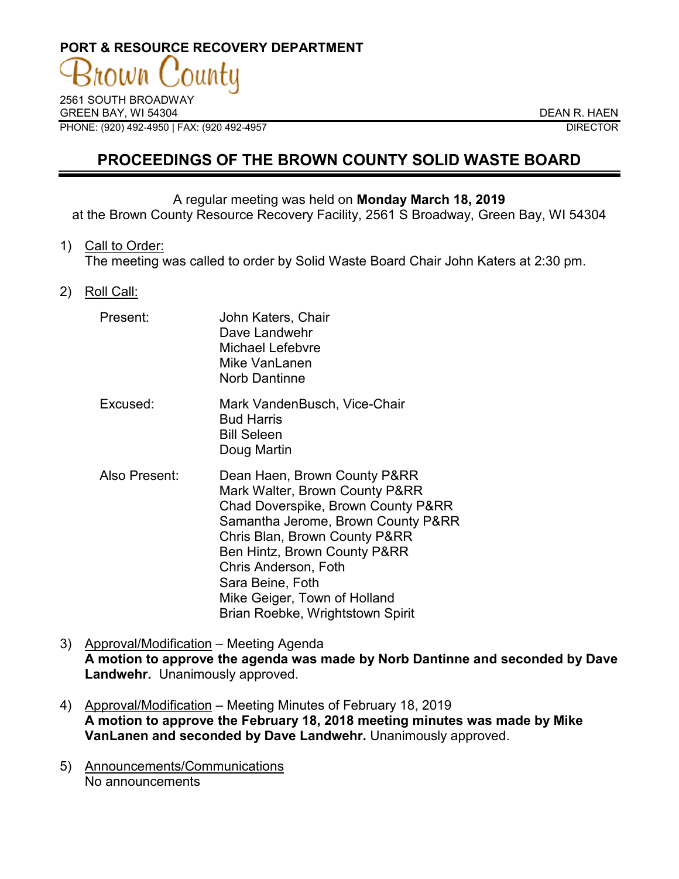**PORT & RESOURCE RECOVERY DEPARTMENT**

Brown County

2561 SOUTH BROADWAY
GREEN BAY, WI 54304
PHONE: (920) 492-4950 | FAX: (920 492-4957

DEAN R. HAEN
DIRECTOR

# PROCEEDINGS OF THE BROWN COUNTY SOLID WASTE BOARD

A regular meeting was held on **Monday March 18, 2019**
at the Brown County Resource Recovery Facility, 2561 S Broadway, Green Bay, WI 54304

1) Call to Order:
The meeting was called to order by Solid Waste Board Chair John Katers at 2:30 pm.

2) Roll Call:

| | |
|---|---|
| Present: | John Katers, Chair<br>Dave Landwehr<br>Michael Lefebvre<br>Mike VanLanen<br>Norb Dantinne |
| Excused: | Mark VandenBusch, Vice-Chair<br>Bud Harris<br>Bill Seleen<br>Doug Martin |
| Also Present: | Dean Haen, Brown County P&RR<br>Mark Walter, Brown County P&RR<br>Chad Doverspike, Brown County P&RR<br>Samantha Jerome, Brown County P&RR<br>Chris Blan, Brown County P&RR<br>Ben Hintz, Brown County P&RR<br>Chris Anderson, Foth<br>Sara Beine, Foth<br>Mike Geiger, Town of Holland<br>Brian Roebke, Wrightstown Spirit |

3) Approval/Modification – Meeting Agenda
**A motion to approve the agenda was made by Norb Dantinne and seconded by Dave Landwehr.** Unanimously approved.

4) Approval/Modification – Meeting Minutes of February 18, 2019
**A motion to approve the February 18, 2018 meeting minutes was made by Mike VanLanen and seconded by Dave Landwehr.** Unanimously approved.

5) Announcements/Communications
No announcements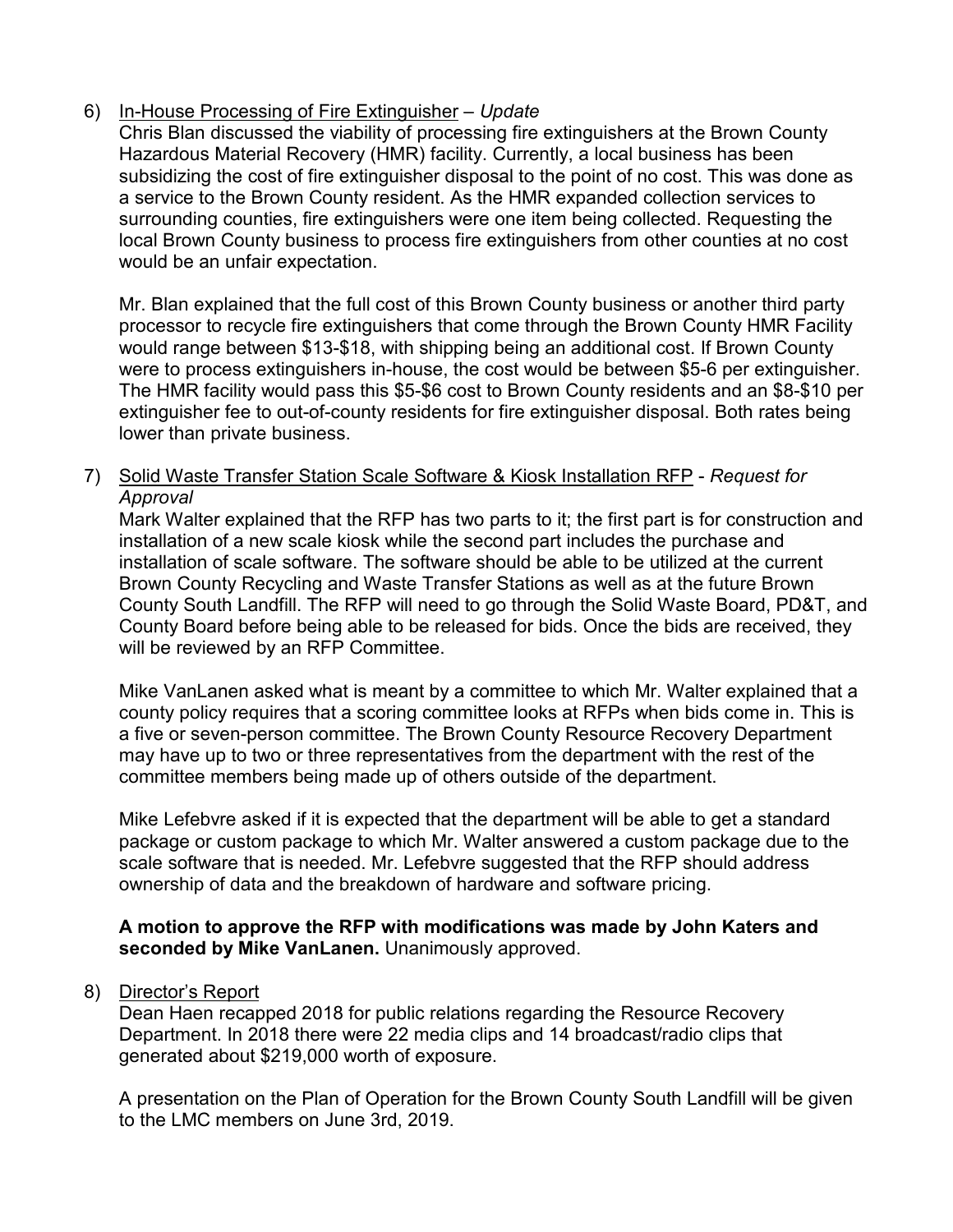6) <u>In-House Processing of Fire Extinguisher</u> – *Update*

   Chris Blan discussed the viability of processing fire extinguishers at the Brown County Hazardous Material Recovery (HMR) facility. Currently, a local business has been subsidizing the cost of fire extinguisher disposal to the point of no cost. This was done as a service to the Brown County resident. As the HMR expanded collection services to surrounding counties, fire extinguishers were one item being collected. Requesting the local Brown County business to process fire extinguishers from other counties at no cost would be an unfair expectation.

   Mr. Blan explained that the full cost of this Brown County business or another third party processor to recycle fire extinguishers that come through the Brown County HMR Facility would range between $13-$18, with shipping being an additional cost. If Brown County were to process extinguishers in-house, the cost would be between $5-6 per extinguisher. The HMR facility would pass this $5-$6 cost to Brown County residents and an $8-$10 per extinguisher fee to out-of-county residents for fire extinguisher disposal. Both rates being lower than private business.

7) <u>Solid Waste Transfer Station Scale Software & Kiosk Installation RFP</u> - *Request for Approval*

   Mark Walter explained that the RFP has two parts to it; the first part is for construction and installation of a new scale kiosk while the second part includes the purchase and installation of scale software. The software should be able to be utilized at the current Brown County Recycling and Waste Transfer Stations as well as at the future Brown County South Landfill. The RFP will need to go through the Solid Waste Board, PD&T, and County Board before being able to be released for bids. Once the bids are received, they will be reviewed by an RFP Committee.

   Mike VanLanen asked what is meant by a committee to which Mr. Walter explained that a county policy requires that a scoring committee looks at RFPs when bids come in. This is a five or seven-person committee. The Brown County Resource Recovery Department may have up to two or three representatives from the department with the rest of the committee members being made up of others outside of the department.

   Mike Lefebvre asked if it is expected that the department will be able to get a standard package or custom package to which Mr. Walter answered a custom package due to the scale software that is needed. Mr. Lefebvre suggested that the RFP should address ownership of data and the breakdown of hardware and software pricing.

   **A motion to approve the RFP with modifications was made by John Katers and seconded by Mike VanLanen.** Unanimously approved.

8) <u>Director's Report</u>

   Dean Haen recapped 2018 for public relations regarding the Resource Recovery Department. In 2018 there were 22 media clips and 14 broadcast/radio clips that generated about $219,000 worth of exposure.

   A presentation on the Plan of Operation for the Brown County South Landfill will be given to the LMC members on June 3rd, 2019.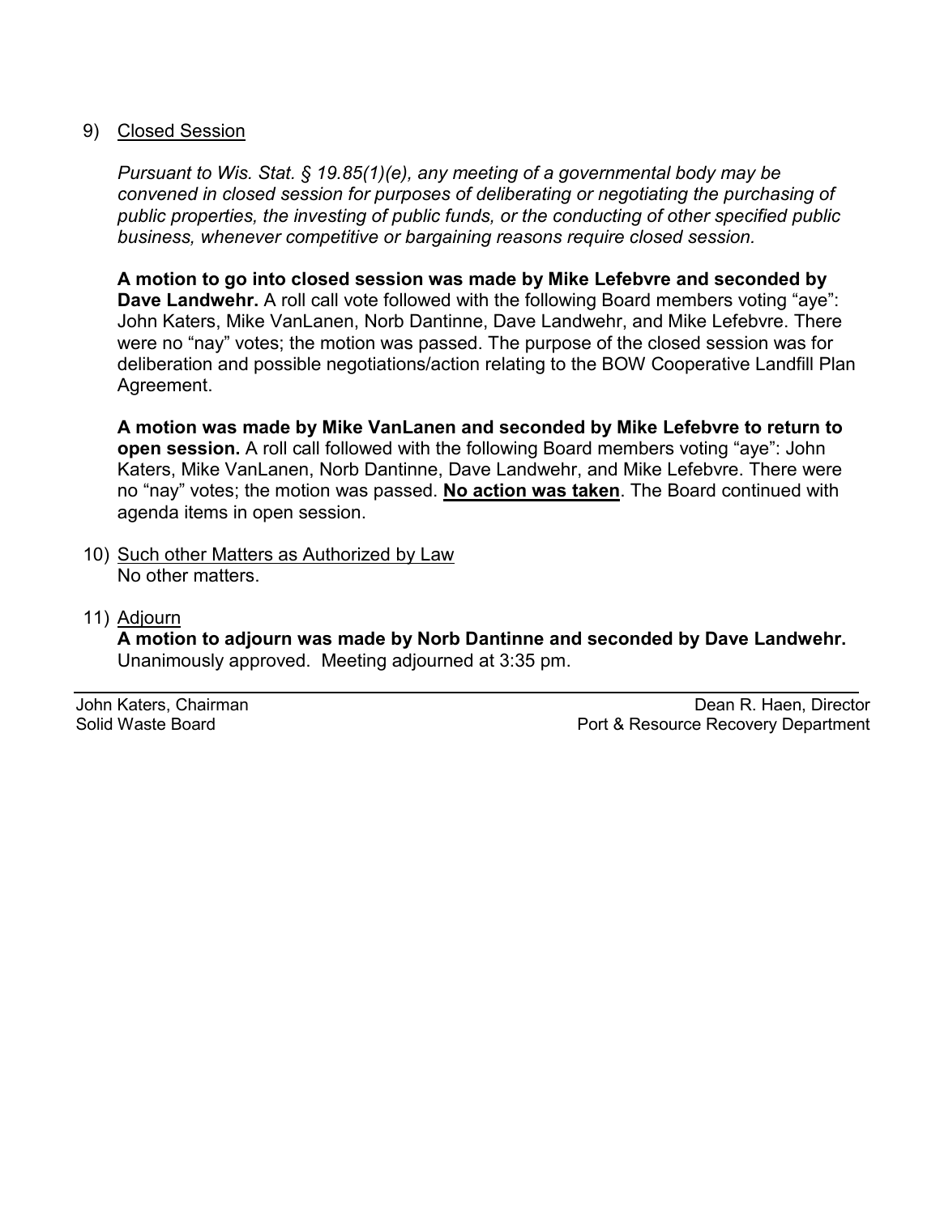9) <u>Closed Session</u>

*Pursuant to Wis. Stat. § 19.85(1)(e), any meeting of a governmental body may be convened in closed session for purposes of deliberating or negotiating the purchasing of public properties, the investing of public funds, or the conducting of other specified public business, whenever competitive or bargaining reasons require closed session.*

**A motion to go into closed session was made by Mike Lefebvre and seconded by Dave Landwehr.** A roll call vote followed with the following Board members voting "aye": John Katers, Mike VanLanen, Norb Dantinne, Dave Landwehr, and Mike Lefebvre. There were no "nay" votes; the motion was passed. The purpose of the closed session was for deliberation and possible negotiations/action relating to the BOW Cooperative Landfill Plan Agreement.

**A motion was made by Mike VanLanen and seconded by Mike Lefebvre to return to open session.** A roll call followed with the following Board members voting "aye": John Katers, Mike VanLanen, Norb Dantinne, Dave Landwehr, and Mike Lefebvre. There were no "nay" votes; the motion was passed. **<u>No action was taken</u>**. The Board continued with agenda items in open session.

10) <u>Such other Matters as Authorized by Law</u>
No other matters.

11) <u>Adjourn</u>
**A motion to adjourn was made by Norb Dantinne and seconded by Dave Landwehr.** Unanimously approved. Meeting adjourned at 3:35 pm.

John Katers, Chairman
Solid Waste Board

Dean R. Haen, Director
Port & Resource Recovery Department